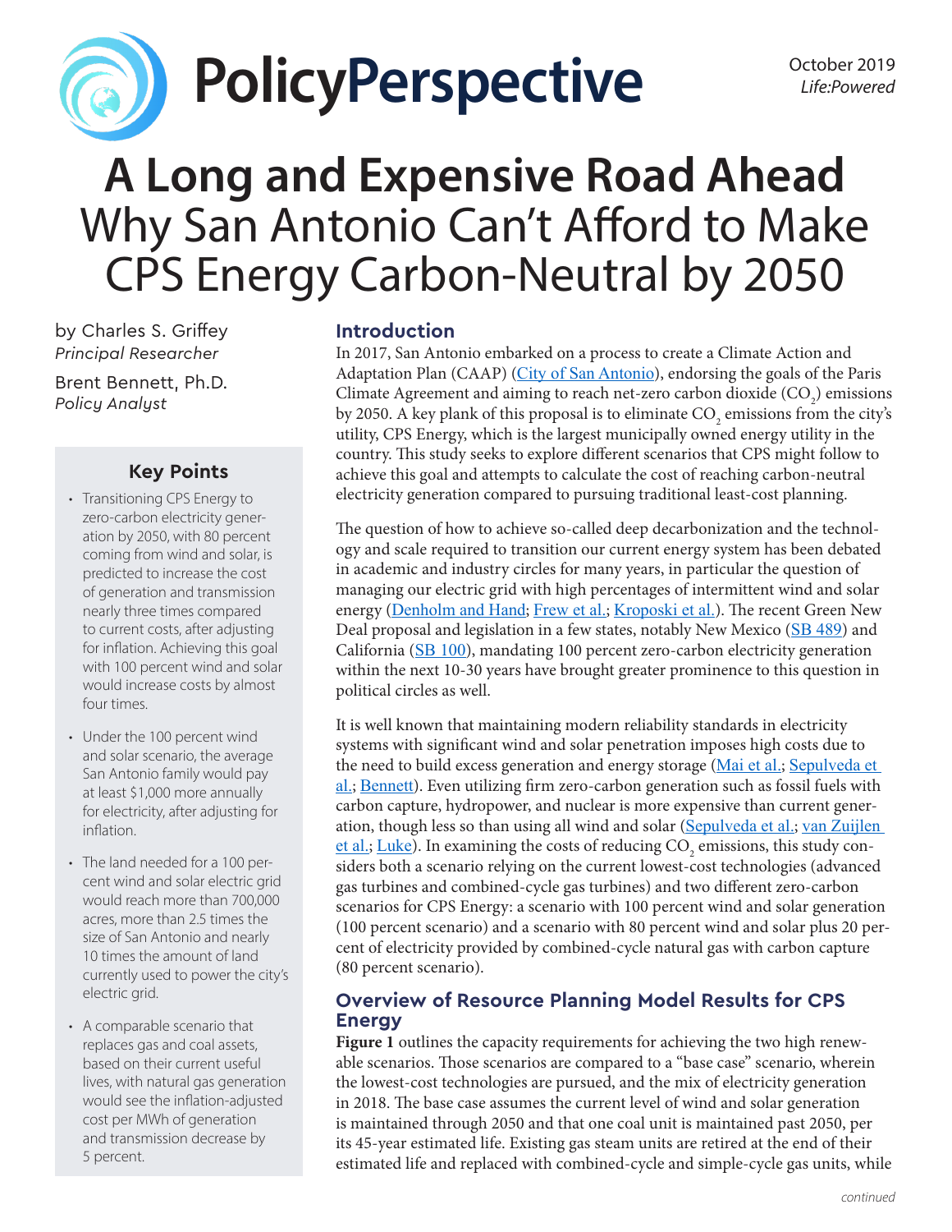PolicyPerspective

October 2019
*Life:Powered*

# A Long and Expensive Road Ahead
## Why San Antonio Can't Afford to Make CPS Energy Carbon-Neutral by 2050

by Charles S. Griffey
*Principal Researcher*

Brent Bennett, Ph.D.
*Policy Analyst*

### Key Points

- Transitioning CPS Energy to zero-carbon electricity generation by 2050, with 80 percent coming from wind and solar, is predicted to increase the cost of generation and transmission nearly three times compared to current costs, after adjusting for inflation. Achieving this goal with 100 percent wind and solar would increase costs by almost four times.
- Under the 100 percent wind and solar scenario, the average San Antonio family would pay at least $1,000 more annually for electricity, after adjusting for inflation.
- The land needed for a 100 percent wind and solar electric grid would reach more than 700,000 acres, more than 2.5 times the size of San Antonio and nearly 10 times the amount of land currently used to power the city's electric grid.
- A comparable scenario that replaces gas and coal assets, based on their current useful lives, with natural gas generation would see the inflation-adjusted cost per MWh of generation and transmission decrease by 5 percent.

### Introduction

In 2017, San Antonio embarked on a process to create a Climate Action and Adaptation Plan (CAAP) (City of San Antonio), endorsing the goals of the Paris Climate Agreement and aiming to reach net-zero carbon dioxide ($CO_2$) emissions by 2050. A key plank of this proposal is to eliminate $CO_2$ emissions from the city's utility, CPS Energy, which is the largest municipally owned energy utility in the country. This study seeks to explore different scenarios that CPS might follow to achieve this goal and attempts to calculate the cost of reaching carbon-neutral electricity generation compared to pursuing traditional least-cost planning.

The question of how to achieve so-called deep decarbonization and the technology and scale required to transition our current energy system has been debated in academic and industry circles for many years, in particular the question of managing our electric grid with high percentages of intermittent wind and solar energy (Denholm and Hand; Frew et al.; Kroposki et al.). The recent Green New Deal proposal and legislation in a few states, notably New Mexico (SB 489) and California (SB 100), mandating 100 percent zero-carbon electricity generation within the next 10-30 years have brought greater prominence to this question in political circles as well.

It is well known that maintaining modern reliability standards in electricity systems with significant wind and solar penetration imposes high costs due to the need to build excess generation and energy storage (Mai et al.; Sepulveda et al.; Bennett). Even utilizing firm zero-carbon generation such as fossil fuels with carbon capture, hydropower, and nuclear is more expensive than current generation, though less so than using all wind and solar (Sepulveda et al.; van Zuijlen et al.; Luke). In examining the costs of reducing $CO_2$ emissions, this study considers both a scenario relying on the current lowest-cost technologies (advanced gas turbines and combined-cycle gas turbines) and two different zero-carbon scenarios for CPS Energy: a scenario with 100 percent wind and solar generation (100 percent scenario) and a scenario with 80 percent wind and solar plus 20 percent of electricity provided by combined-cycle natural gas with carbon capture (80 percent scenario).

### Overview of Resource Planning Model Results for CPS Energy

**Figure 1** outlines the capacity requirements for achieving the two high renewable scenarios. Those scenarios are compared to a "base case" scenario, wherein the lowest-cost technologies are pursued, and the mix of electricity generation in 2018. The base case assumes the current level of wind and solar generation is maintained through 2050 and that one coal unit is maintained past 2050, per its 45-year estimated life. Existing gas steam units are retired at the end of their estimated life and replaced with combined-cycle and simple-cycle gas units, while

*continued*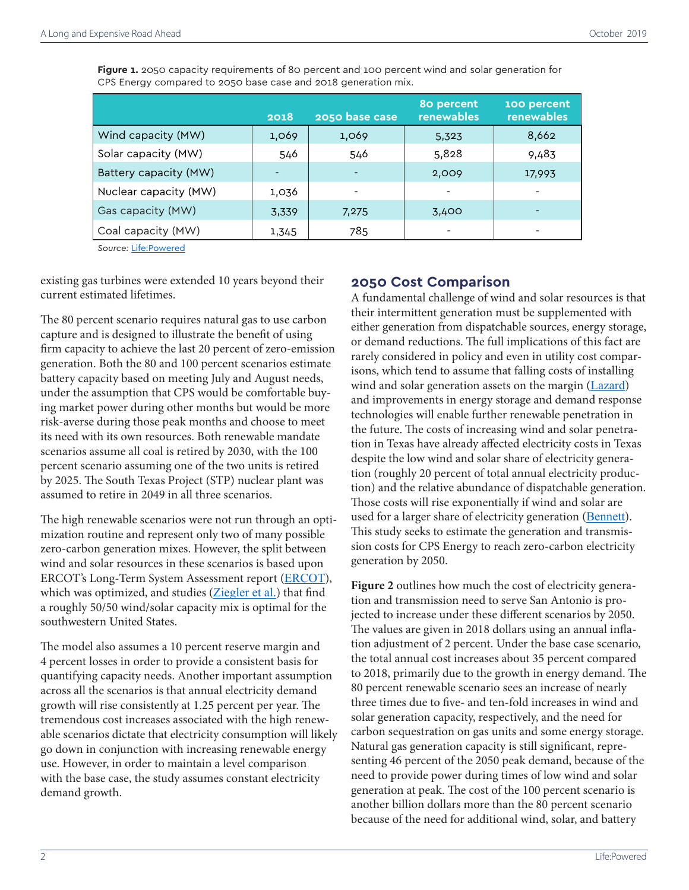**Figure 1.** 2050 capacity requirements of 80 percent and 100 percent wind and solar generation for CPS Energy compared to 2050 base case and 2018 generation mix.

| | 2018 | 2050 base case | 80 percent renewables | 100 percent renewables |
|---|---|---|---|---|
| Wind capacity (MW) | 1,069 | 1,069 | 5,323 | 8,662 |
| Solar capacity (MW) | 546 | 546 | 5,828 | 9,483 |
| Battery capacity (MW) | - | - | 2,009 | 17,993 |
| Nuclear capacity (MW) | 1,036 | - | - | - |
| Gas capacity (MW) | 3,339 | 7,275 | 3,400 | - |
| Coal capacity (MW) | 1,345 | 785 | - | - |

*Source:* Life:Powered

existing gas turbines were extended 10 years beyond their current estimated lifetimes.

The 80 percent scenario requires natural gas to use carbon capture and is designed to illustrate the benefit of using firm capacity to achieve the last 20 percent of zero-emission generation. Both the 80 and 100 percent scenarios estimate battery capacity based on meeting July and August needs, under the assumption that CPS would be comfortable buying market power during other months but would be more risk-averse during those peak months and choose to meet its need with its own resources. Both renewable mandate scenarios assume all coal is retired by 2030, with the 100 percent scenario assuming one of the two units is retired by 2025. The South Texas Project (STP) nuclear plant was assumed to retire in 2049 in all three scenarios.

The high renewable scenarios were not run through an optimization routine and represent only two of many possible zero-carbon generation mixes. However, the split between wind and solar resources in these scenarios is based upon ERCOT's Long-Term System Assessment report (ERCOT), which was optimized, and studies (Ziegler et al.) that find a roughly 50/50 wind/solar capacity mix is optimal for the southwestern United States.

The model also assumes a 10 percent reserve margin and 4 percent losses in order to provide a consistent basis for quantifying capacity needs. Another important assumption across all the scenarios is that annual electricity demand growth will rise consistently at 1.25 percent per year. The tremendous cost increases associated with the high renewable scenarios dictate that electricity consumption will likely go down in conjunction with increasing renewable energy use. However, in order to maintain a level comparison with the base case, the study assumes constant electricity demand growth.

## 2050 Cost Comparison

A fundamental challenge of wind and solar resources is that their intermittent generation must be supplemented with either generation from dispatchable sources, energy storage, or demand reductions. The full implications of this fact are rarely considered in policy and even in utility cost comparisons, which tend to assume that falling costs of installing wind and solar generation assets on the margin (Lazard) and improvements in energy storage and demand response technologies will enable further renewable penetration in the future. The costs of increasing wind and solar penetration in Texas have already affected electricity costs in Texas despite the low wind and solar share of electricity generation (roughly 20 percent of total annual electricity production) and the relative abundance of dispatchable generation. Those costs will rise exponentially if wind and solar are used for a larger share of electricity generation (Bennett). This study seeks to estimate the generation and transmission costs for CPS Energy to reach zero-carbon electricity generation by 2050.

**Figure 2** outlines how much the cost of electricity generation and transmission need to serve San Antonio is projected to increase under these different scenarios by 2050. The values are given in 2018 dollars using an annual inflation adjustment of 2 percent. Under the base case scenario, the total annual cost increases about 35 percent compared to 2018, primarily due to the growth in energy demand. The 80 percent renewable scenario sees an increase of nearly three times due to five- and ten-fold increases in wind and solar generation capacity, respectively, and the need for carbon sequestration on gas units and some energy storage. Natural gas generation capacity is still significant, representing 46 percent of the 2050 peak demand, because of the need to provide power during times of low wind and solar generation at peak. The cost of the 100 percent scenario is another billion dollars more than the 80 percent scenario because of the need for additional wind, solar, and battery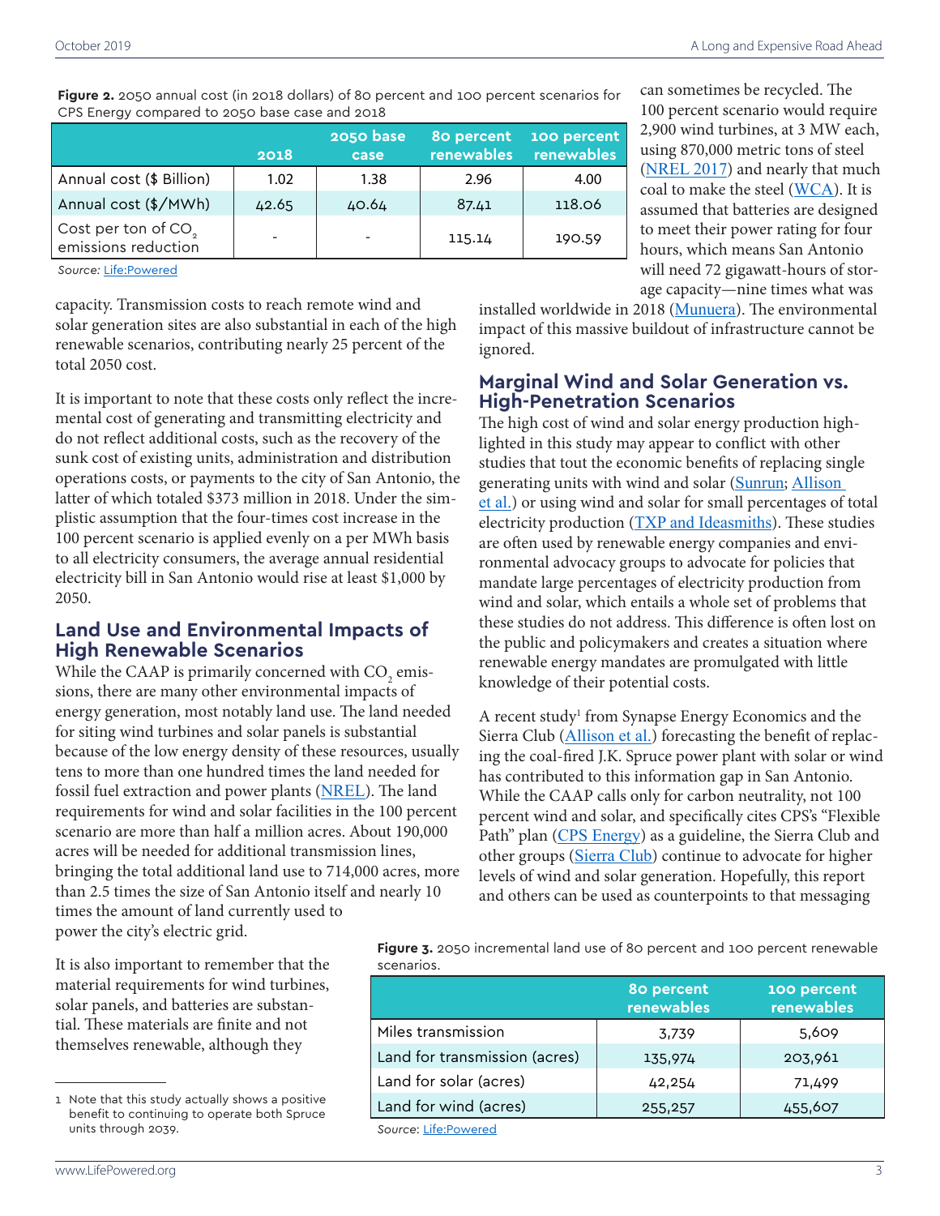**Figure 2.** 2050 annual cost (in 2018 dollars) of 80 percent and 100 percent scenarios for CPS Energy compared to 2050 base case and 2018

| | 2018 | 2050 base case | 80 percent renewables | 100 percent renewables |
|---|---|---|---|---|
| Annual cost ($ Billion) | 1.02 | 1.38 | 2.96 | 4.00 |
| Annual cost ($/MWh) | 42.65 | 40.64 | 87.41 | 118.06 |
| Cost per ton of $CO_2$ emissions reduction | - | - | 115.14 | 190.59 |

*Source:* Life:Powered

capacity. Transmission costs to reach remote wind and solar generation sites are also substantial in each of the high renewable scenarios, contributing nearly 25 percent of the total 2050 cost.

It is important to note that these costs only reflect the incremental cost of generating and transmitting electricity and do not reflect additional costs, such as the recovery of the sunk cost of existing units, administration and distribution operations costs, or payments to the city of San Antonio, the latter of which totaled $373 million in 2018. Under the simplistic assumption that the four-times cost increase in the 100 percent scenario is applied evenly on a per MWh basis to all electricity consumers, the average annual residential electricity bill in San Antonio would rise at least $1,000 by 2050.

## Land Use and Environmental Impacts of High Renewable Scenarios

While the CAAP is primarily concerned with $CO_2$ emissions, there are many other environmental impacts of energy generation, most notably land use. The land needed for siting wind turbines and solar panels is substantial because of the low energy density of these resources, usually tens to more than one hundred times the land needed for fossil fuel extraction and power plants (NREL). The land requirements for wind and solar facilities in the 100 percent scenario are more than half a million acres. About 190,000 acres will be needed for additional transmission lines, bringing the total additional land use to 714,000 acres, more than 2.5 times the size of San Antonio itself and nearly 10 times the amount of land currently used to power the city's electric grid.

It is also important to remember that the material requirements for wind turbines, solar panels, and batteries are substantial. These materials are finite and not themselves renewable, although they can sometimes be recycled. The 100 percent scenario would require 2,900 wind turbines, at 3 MW each, using 870,000 metric tons of steel (NREL 2017) and nearly that much coal to make the steel (WCA). It is assumed that batteries are designed to meet their power rating for four hours, which means San Antonio will need 72 gigawatt-hours of storage capacity—nine times what was installed worldwide in 2018 (Munuera). The environmental impact of this massive buildout of infrastructure cannot be ignored.

## Marginal Wind and Solar Generation vs. High-Penetration Scenarios

The high cost of wind and solar energy production highlighted in this study may appear to conflict with other studies that tout the economic benefits of replacing single generating units with wind and solar (Sunrun; Allison et al.) or using wind and solar for small percentages of total electricity production (TXP and Ideasmiths). These studies are often used by renewable energy companies and environmental advocacy groups to advocate for policies that mandate large percentages of electricity production from wind and solar, which entails a whole set of problems that these studies do not address. This difference is often lost on the public and policymakers and creates a situation where renewable energy mandates are promulgated with little knowledge of their potential costs.

A recent study[1] from Synapse Energy Economics and the Sierra Club (Allison et al.) forecasting the benefit of replacing the coal-fired J.K. Spruce power plant with solar or wind has contributed to this information gap in San Antonio. While the CAAP calls only for carbon neutrality, not 100 percent wind and solar, and specifically cites CPS's "Flexible Path" plan (CPS Energy) as a guideline, the Sierra Club and other groups (Sierra Club) continue to advocate for higher levels of wind and solar generation. Hopefully, this report and others can be used as counterpoints to that messaging

**Figure 3.** 2050 incremental land use of 80 percent and 100 percent renewable scenarios.

| | 80 percent renewables | 100 percent renewables |
|---|---|---|
| Miles transmission | 3,739 | 5,609 |
| Land for transmission (acres) | 135,974 | 203,961 |
| Land for solar (acres) | 42,254 | 71,499 |
| Land for wind (acres) | 255,257 | 455,607 |

*Source:* Life:Powered

[1] Note that this study actually shows a positive benefit to continuing to operate both Spruce units through 2039.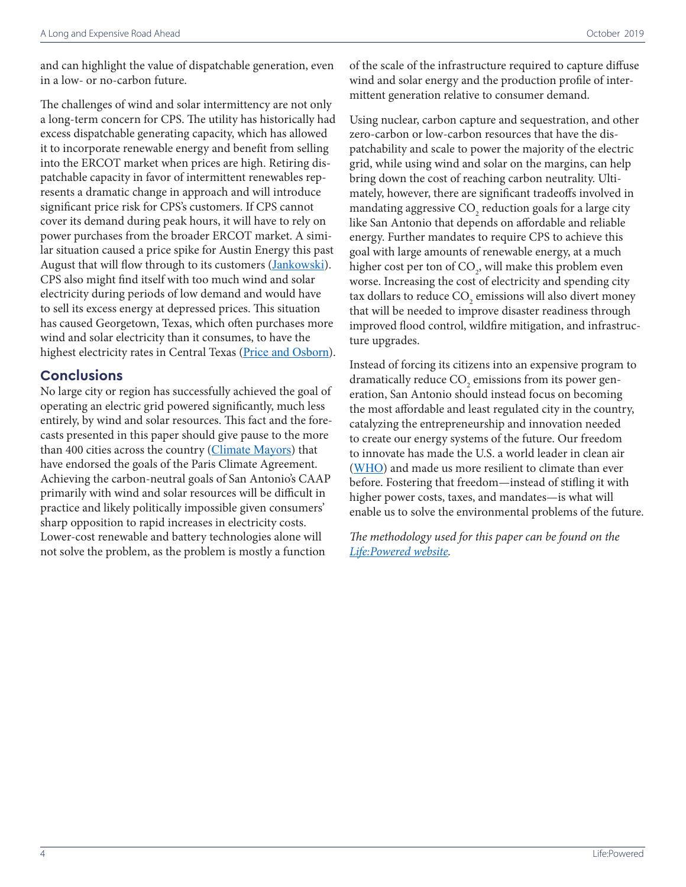and can highlight the value of dispatchable generation, even in a low- or no-carbon future.

The challenges of wind and solar intermittency are not only a long-term concern for CPS. The utility has historically had excess dispatchable generating capacity, which has allowed it to incorporate renewable energy and benefit from selling into the ERCOT market when prices are high. Retiring dispatchable capacity in favor of intermittent renewables represents a dramatic change in approach and will introduce significant price risk for CPS's customers. If CPS cannot cover its demand during peak hours, it will have to rely on power purchases from the broader ERCOT market. A similar situation caused a price spike for Austin Energy this past August that will flow through to its customers (Jankowski). CPS also might find itself with too much wind and solar electricity during periods of low demand and would have to sell its excess energy at depressed prices. This situation has caused Georgetown, Texas, which often purchases more wind and solar electricity than it consumes, to have the highest electricity rates in Central Texas (Price and Osborn).

## Conclusions

No large city or region has successfully achieved the goal of operating an electric grid powered significantly, much less entirely, by wind and solar resources. This fact and the forecasts presented in this paper should give pause to the more than 400 cities across the country (Climate Mayors) that have endorsed the goals of the Paris Climate Agreement. Achieving the carbon-neutral goals of San Antonio's CAAP primarily with wind and solar resources will be difficult in practice and likely politically impossible given consumers' sharp opposition to rapid increases in electricity costs. Lower-cost renewable and battery technologies alone will not solve the problem, as the problem is mostly a function of the scale of the infrastructure required to capture diffuse wind and solar energy and the production profile of intermittent generation relative to consumer demand.

Using nuclear, carbon capture and sequestration, and other zero-carbon or low-carbon resources that have the dispatchability and scale to power the majority of the electric grid, while using wind and solar on the margins, can help bring down the cost of reaching carbon neutrality. Ultimately, however, there are significant tradeoffs involved in mandating aggressive $CO_2$ reduction goals for a large city like San Antonio that depends on affordable and reliable energy. Further mandates to require CPS to achieve this goal with large amounts of renewable energy, at a much higher cost per ton of $CO_2$, will make this problem even worse. Increasing the cost of electricity and spending city tax dollars to reduce $CO_2$ emissions will also divert money that will be needed to improve disaster readiness through improved flood control, wildfire mitigation, and infrastructure upgrades.

Instead of forcing its citizens into an expensive program to dramatically reduce $CO_2$ emissions from its power generation, San Antonio should instead focus on becoming the most affordable and least regulated city in the country, catalyzing the entrepreneurship and innovation needed to create our energy systems of the future. Our freedom to innovate has made the U.S. a world leader in clean air (WHO) and made us more resilient to climate than ever before. Fostering that freedom—instead of stifling it with higher power costs, taxes, and mandates—is what will enable us to solve the environmental problems of the future.

*The methodology used for this paper can be found on the Life:Powered website.*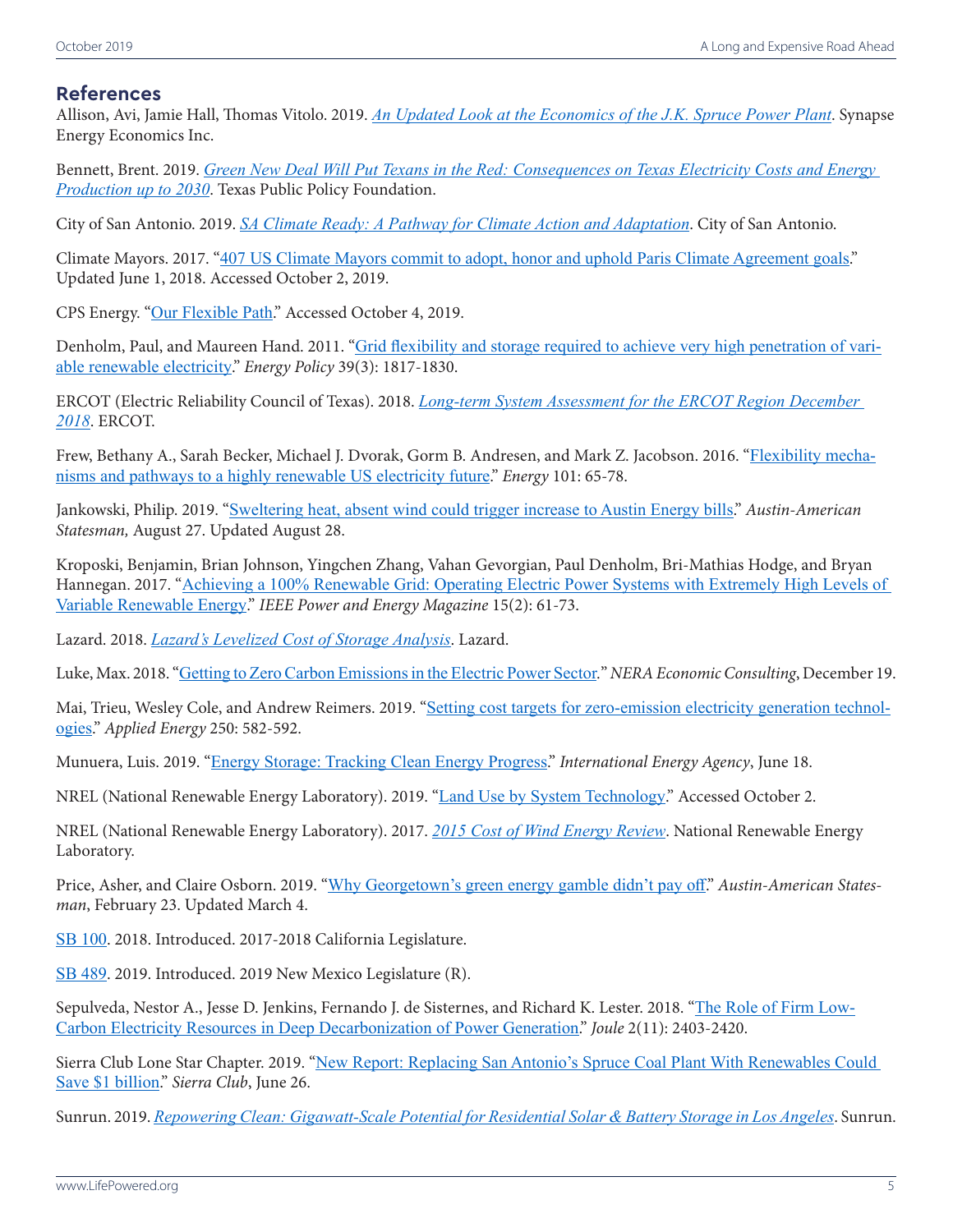## References

Allison, Avi, Jamie Hall, Thomas Vitolo. 2019. *An Updated Look at the Economics of the J.K. Spruce Power Plant*. Synapse Energy Economics Inc.

Bennett, Brent. 2019. *Green New Deal Will Put Texans in the Red: Consequences on Texas Electricity Costs and Energy Production up to 2030*. Texas Public Policy Foundation.

City of San Antonio. 2019. *SA Climate Ready: A Pathway for Climate Action and Adaptation*. City of San Antonio.

Climate Mayors. 2017. "407 US Climate Mayors commit to adopt, honor and uphold Paris Climate Agreement goals." Updated June 1, 2018. Accessed October 2, 2019.

CPS Energy. "Our Flexible Path." Accessed October 4, 2019.

Denholm, Paul, and Maureen Hand. 2011. "Grid flexibility and storage required to achieve very high penetration of variable renewable electricity." *Energy Policy* 39(3): 1817-1830.

ERCOT (Electric Reliability Council of Texas). 2018. *Long-term System Assessment for the ERCOT Region December 2018*. ERCOT.

Frew, Bethany A., Sarah Becker, Michael J. Dvorak, Gorm B. Andresen, and Mark Z. Jacobson. 2016. "Flexibility mechanisms and pathways to a highly renewable US electricity future." *Energy* 101: 65-78.

Jankowski, Philip. 2019. "Sweltering heat, absent wind could trigger increase to Austin Energy bills." *Austin-American Statesman,* August 27. Updated August 28.

Kroposki, Benjamin, Brian Johnson, Yingchen Zhang, Vahan Gevorgian, Paul Denholm, Bri-Mathias Hodge, and Bryan Hannegan. 2017. "Achieving a 100% Renewable Grid: Operating Electric Power Systems with Extremely High Levels of Variable Renewable Energy." *IEEE Power and Energy Magazine* 15(2): 61-73.

Lazard. 2018. *Lazard's Levelized Cost of Storage Analysis*. Lazard.

Luke, Max. 2018. "Getting to Zero Carbon Emissions in the Electric Power Sector." *NERA Economic Consulting*, December 19.

Mai, Trieu, Wesley Cole, and Andrew Reimers. 2019. "Setting cost targets for zero-emission electricity generation technologies." *Applied Energy* 250: 582-592.

Munuera, Luis. 2019. "Energy Storage: Tracking Clean Energy Progress." *International Energy Agency*, June 18.

NREL (National Renewable Energy Laboratory). 2019. "Land Use by System Technology." Accessed October 2.

NREL (National Renewable Energy Laboratory). 2017. *2015 Cost of Wind Energy Review*. National Renewable Energy Laboratory.

Price, Asher, and Claire Osborn. 2019. "Why Georgetown's green energy gamble didn't pay off." *Austin-American Statesman*, February 23. Updated March 4.

SB 100. 2018. Introduced. 2017-2018 California Legislature.

SB 489. 2019. Introduced. 2019 New Mexico Legislature (R).

Sepulveda, Nestor A., Jesse D. Jenkins, Fernando J. de Sisternes, and Richard K. Lester. 2018. "The Role of Firm Low-Carbon Electricity Resources in Deep Decarbonization of Power Generation." *Joule* 2(11): 2403-2420.

Sierra Club Lone Star Chapter. 2019. "New Report: Replacing San Antonio's Spruce Coal Plant With Renewables Could Save $1 billion." *Sierra Club*, June 26.

Sunrun. 2019. *Repowering Clean: Gigawatt-Scale Potential for Residential Solar & Battery Storage in Los Angeles*. Sunrun.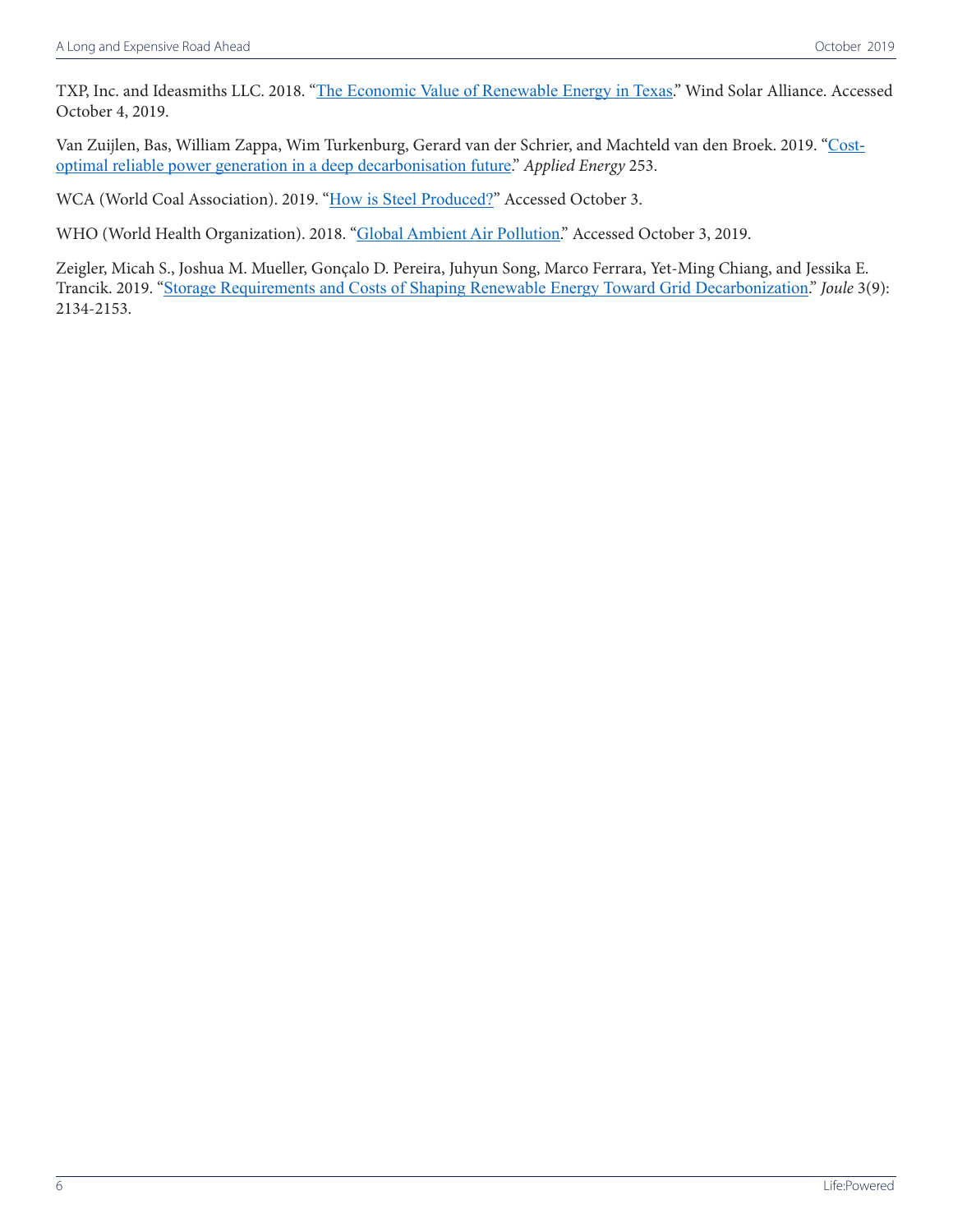TXP, Inc. and Ideasmiths LLC. 2018. "The Economic Value of Renewable Energy in Texas." Wind Solar Alliance. Accessed October 4, 2019.

Van Zuijlen, Bas, William Zappa, Wim Turkenburg, Gerard van der Schrier, and Machteld van den Broek. 2019. "Cost-optimal reliable power generation in a deep decarbonisation future." *Applied Energy* 253.

WCA (World Coal Association). 2019. "How is Steel Produced?" Accessed October 3.

WHO (World Health Organization). 2018. "Global Ambient Air Pollution." Accessed October 3, 2019.

Zeigler, Micah S., Joshua M. Mueller, Gonçalo D. Pereira, Juhyun Song, Marco Ferrara, Yet-Ming Chiang, and Jessika E. Trancik. 2019. "Storage Requirements and Costs of Shaping Renewable Energy Toward Grid Decarbonization." *Joule* 3(9): 2134-2153.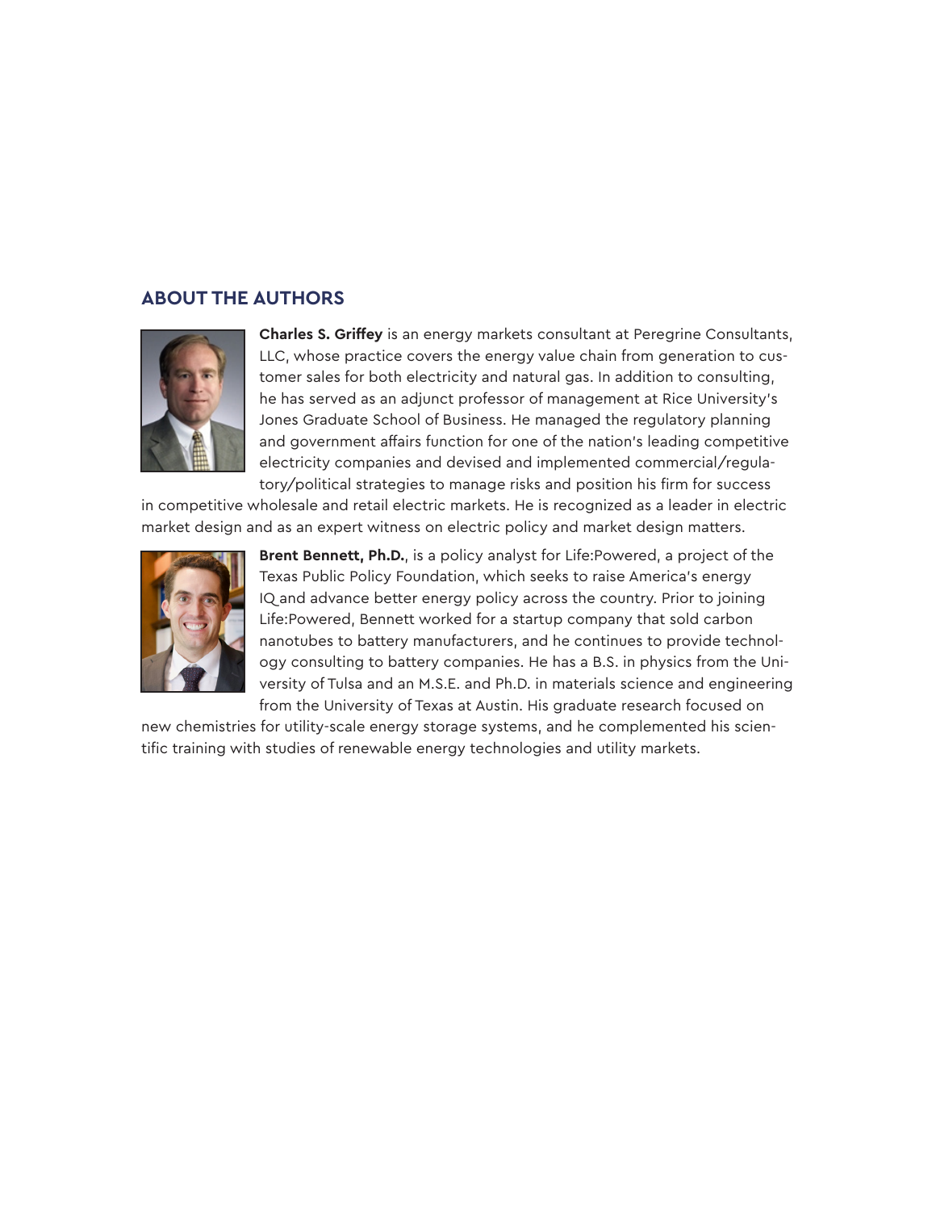## ABOUT THE AUTHORS

**Charles S. Griffey** is an energy markets consultant at Peregrine Consultants, LLC, whose practice covers the energy value chain from generation to customer sales for both electricity and natural gas. In addition to consulting, he has served as an adjunct professor of management at Rice University's Jones Graduate School of Business. He managed the regulatory planning and government affairs function for one of the nation's leading competitive electricity companies and devised and implemented commercial/regulatory/political strategies to manage risks and position his firm for success in competitive wholesale and retail electric markets. He is recognized as a leader in electric market design and as an expert witness on electric policy and market design matters.

**Brent Bennett, Ph.D.**, is a policy analyst for Life:Powered, a project of the Texas Public Policy Foundation, which seeks to raise America's energy IQ and advance better energy policy across the country. Prior to joining Life:Powered, Bennett worked for a startup company that sold carbon nanotubes to battery manufacturers, and he continues to provide technology consulting to battery companies. He has a B.S. in physics from the University of Tulsa and an M.S.E. and Ph.D. in materials science and engineering from the University of Texas at Austin. His graduate research focused on new chemistries for utility-scale energy storage systems, and he complemented his scientific training with studies of renewable energy technologies and utility markets.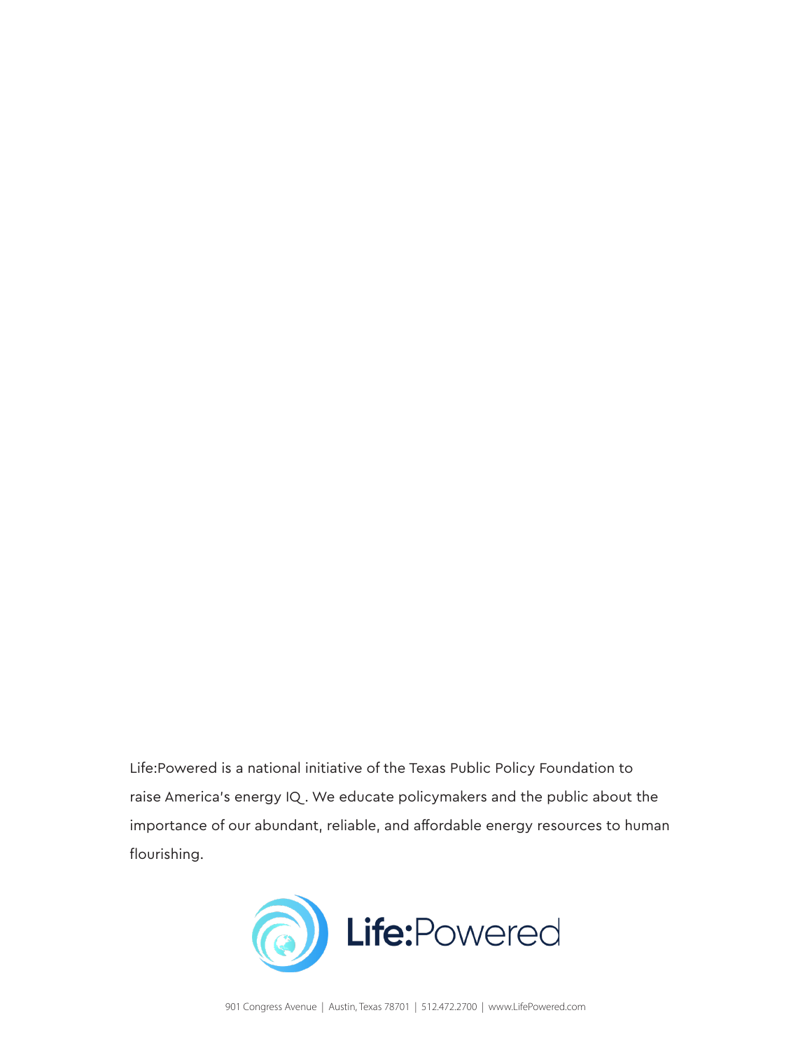Life:Powered is a national initiative of the Texas Public Policy Foundation to raise America's energy IQ. We educate policymakers and the public about the importance of our abundant, reliable, and affordable energy resources to human flourishing.

Life:Powered

901 Congress Avenue | Austin, Texas 78701 | 512.472.2700 | www.LifePowered.com